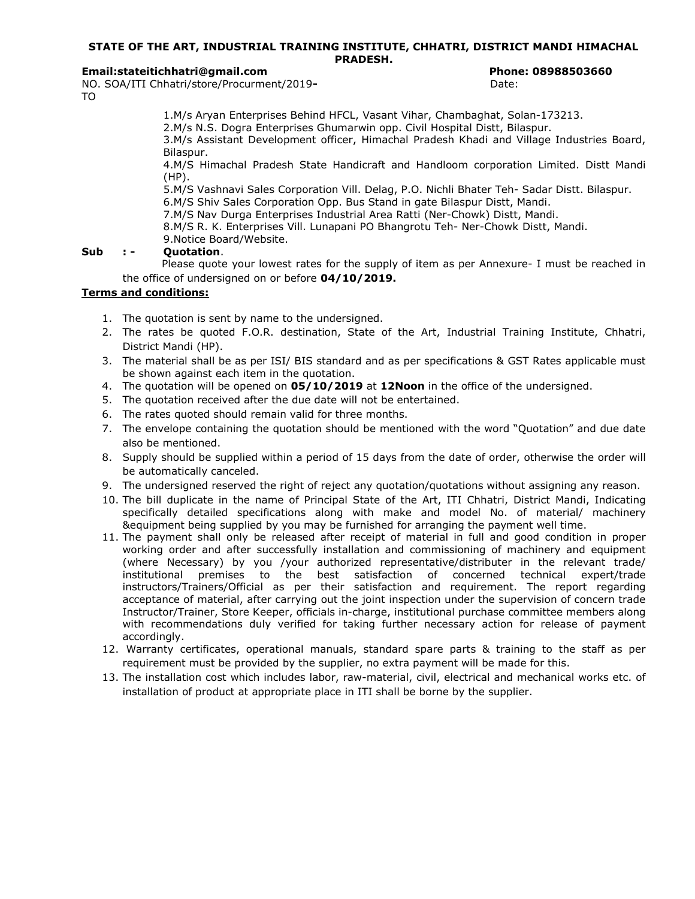**STATE OF THE ART, INDUSTRIAL TRAINING INSTITUTE, CHHATRI, DISTRICT MANDI HIMACHAL PRADESH.**

**Email:stateitichhatri@gmail.com** **Phone: 08988503660**

NO. SOA/ITI Chhatri/store/Procurment/2019**-** Date:

TO

1.M/s Aryan Enterprises Behind HFCL, Vasant Vihar, Chambaghat, Solan-173213.
2.M/s N.S. Dogra Enterprises Ghumarwin opp. Civil Hospital Distt, Bilaspur.
3.M/s Assistant Development officer, Himachal Pradesh Khadi and Village Industries Board, Bilaspur.
4.M/S Himachal Pradesh State Handicraft and Handloom corporation Limited. Distt Mandi (HP).
5.M/S Vashnavi Sales Corporation Vill. Delag, P.O. Nichli Bhater Teh- Sadar Distt. Bilaspur.
6.M/S Shiv Sales Corporation Opp. Bus Stand in gate Bilaspur Distt, Mandi.
7.M/S Nav Durga Enterprises Industrial Area Ratti (Ner-Chowk) Distt, Mandi.
8.M/S R. K. Enterprises Vill. Lunapani PO Bhangrotu Teh- Ner-Chowk Distt, Mandi.
9.Notice Board/Website.

**Sub : - Quotation**.

Please quote your lowest rates for the supply of item as per Annexure- I must be reached in the office of undersigned on or before **04/10/2019.**

**Terms and conditions:**

1. The quotation is sent by name to the undersigned.
2. The rates be quoted F.O.R. destination, State of the Art, Industrial Training Institute, Chhatri, District Mandi (HP).
3. The material shall be as per ISI/ BIS standard and as per specifications & GST Rates applicable must be shown against each item in the quotation.
4. The quotation will be opened on **05/10/2019** at **12Noon** in the office of the undersigned.
5. The quotation received after the due date will not be entertained.
6. The rates quoted should remain valid for three months.
7. The envelope containing the quotation should be mentioned with the word "Quotation" and due date also be mentioned.
8. Supply should be supplied within a period of 15 days from the date of order, otherwise the order will be automatically canceled.
9. The undersigned reserved the right of reject any quotation/quotations without assigning any reason.
10. The bill duplicate in the name of Principal State of the Art, ITI Chhatri, District Mandi, Indicating specifically detailed specifications along with make and model No. of material/ machinery &equipment being supplied by you may be furnished for arranging the payment well time.
11. The payment shall only be released after receipt of material in full and good condition in proper working order and after successfully installation and commissioning of machinery and equipment (where Necessary) by you /your authorized representative/distributer in the relevant trade/ institutional premises to the best satisfaction of concerned technical expert/trade instructors/Trainers/Official as per their satisfaction and requirement. The report regarding acceptance of material, after carrying out the joint inspection under the supervision of concern trade Instructor/Trainer, Store Keeper, officials in-charge, institutional purchase committee members along with recommendations duly verified for taking further necessary action for release of payment accordingly.
12. Warranty certificates, operational manuals, standard spare parts & training to the staff as per requirement must be provided by the supplier, no extra payment will be made for this.
13. The installation cost which includes labor, raw-material, civil, electrical and mechanical works etc. of installation of product at appropriate place in ITI shall be borne by the supplier.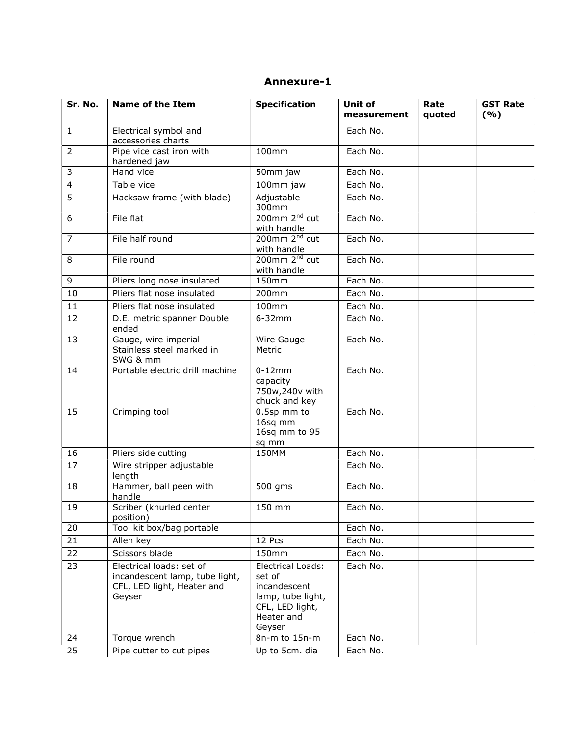## Annexure-1

| Sr. No. | Name of the Item | Specification | Unit of measurement | Rate quoted | GST Rate (%) |
|---|---|---|---|---|---|
| 1 | Electrical symbol and accessories charts | | Each No. | | |
| 2 | Pipe vice cast iron with hardened jaw | 100mm | Each No. | | |
| 3 | Hand vice | 50mm jaw | Each No. | | |
| 4 | Table vice | 100mm jaw | Each No. | | |
| 5 | Hacksaw frame (with blade) | Adjustable 300mm | Each No. | | |
| 6 | File flat | 200mm 2nd cut with handle | Each No. | | |
| 7 | File half round | 200mm 2nd cut with handle | Each No. | | |
| 8 | File round | 200mm 2nd cut with handle | Each No. | | |
| 9 | Pliers long nose insulated | 150mm | Each No. | | |
| 10 | Pliers flat nose insulated | 200mm | Each No. | | |
| 11 | Pliers flat nose insulated | 100mm | Each No. | | |
| 12 | D.E. metric spanner Double ended | 6-32mm | Each No. | | |
| 13 | Gauge, wire imperial Stainless steel marked in SWG & mm | Wire Gauge Metric | Each No. | | |
| 14 | Portable electric drill machine | 0-12mm capacity 750w,240v with chuck and key | Each No. | | |
| 15 | Crimping tool | 0.5sp mm to 16sq mm 16sq mm to 95 sq mm | Each No. | | |
| 16 | Pliers side cutting | 150MM | Each No. | | |
| 17 | Wire stripper adjustable length | | Each No. | | |
| 18 | Hammer, ball peen with handle | 500 gms | Each No. | | |
| 19 | Scriber (knurled center position) | 150 mm | Each No. | | |
| 20 | Tool kit box/bag portable | | Each No. | | |
| 21 | Allen key | 12 Pcs | Each No. | | |
| 22 | Scissors blade | 150mm | Each No. | | |
| 23 | Electrical loads: set of incandescent lamp, tube light, CFL, LED light, Heater and Geyser | Electrical Loads: set of incandescent lamp, tube light, CFL, LED light, Heater and Geyser | Each No. | | |
| 24 | Torque wrench | 8n-m to 15n-m | Each No. | | |
| 25 | Pipe cutter to cut pipes | Up to 5cm. dia | Each No. | | |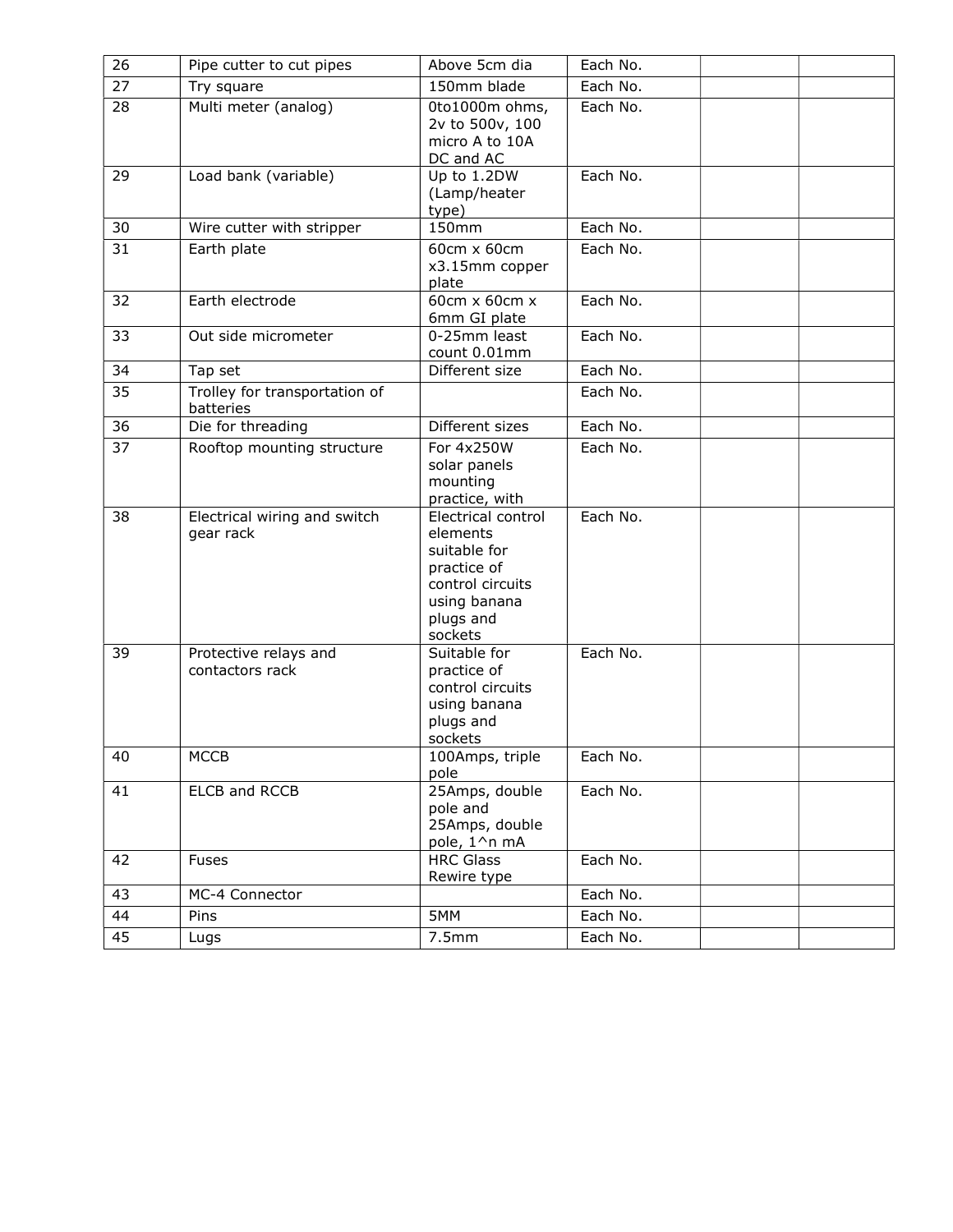| | | | | | |
|---|---|---|---|---|---|
| 26 | Pipe cutter to cut pipes | Above 5cm dia | Each No. | | |
| 27 | Try square | 150mm blade | Each No. | | |
| 28 | Multi meter (analog) | 0to1000m ohms, 2v to 500v, 100 micro A to 10A DC and AC | Each No. | | |
| 29 | Load bank (variable) | Up to 1.2DW (Lamp/heater type) | Each No. | | |
| 30 | Wire cutter with stripper | 150mm | Each No. | | |
| 31 | Earth plate | 60cm x 60cm x3.15mm copper plate | Each No. | | |
| 32 | Earth electrode | 60cm x 60cm x 6mm GI plate | Each No. | | |
| 33 | Out side micrometer | 0-25mm least count 0.01mm | Each No. | | |
| 34 | Tap set | Different size | Each No. | | |
| 35 | Trolley for transportation of batteries | | Each No. | | |
| 36 | Die for threading | Different sizes | Each No. | | |
| 37 | Rooftop mounting structure | For 4x250W solar panels mounting practice, with | Each No. | | |
| 38 | Electrical wiring and switch gear rack | Electrical control elements suitable for practice of control circuits using banana plugs and sockets | Each No. | | |
| 39 | Protective relays and contactors rack | Suitable for practice of control circuits using banana plugs and sockets | Each No. | | |
| 40 | MCCB | 100Amps, triple pole | Each No. | | |
| 41 | ELCB and RCCB | 25Amps, double pole and 25Amps, double pole, 1^n mA | Each No. | | |
| 42 | Fuses | HRC Glass Rewire type | Each No. | | |
| 43 | MC-4 Connector | | Each No. | | |
| 44 | Pins | 5MM | Each No. | | |
| 45 | Lugs | 7.5mm | Each No. | | |